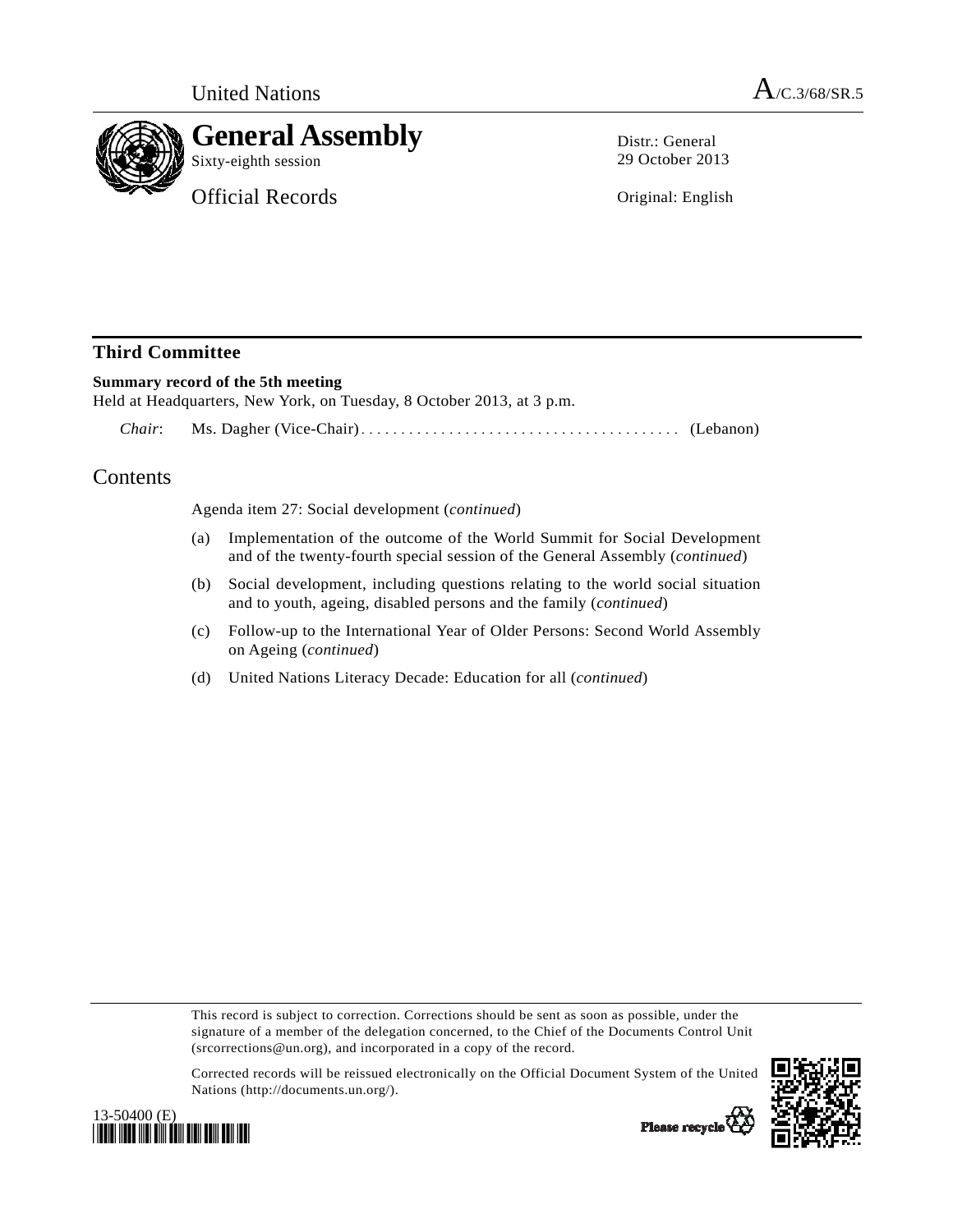United Nations A/C.3/68/SR.5

# General Assembly

Sixty-eighth session

Official Records

Distr.: General
29 October 2013

Original: English

## Third Committee

**Summary record of the 5th meeting**

Held at Headquarters, New York, on Tuesday, 8 October 2013, at 3 p.m.

*Chair*: Ms. Dagher (Vice-Chair) .......................................... (Lebanon)

## Contents

Agenda item 27: Social development (*continued*)

(a) Implementation of the outcome of the World Summit for Social Development and of the twenty-fourth special session of the General Assembly (*continued*)

(b) Social development, including questions relating to the world social situation and to youth, ageing, disabled persons and the family (*continued*)

(c) Follow-up to the International Year of Older Persons: Second World Assembly on Ageing (*continued*)

(d) United Nations Literacy Decade: Education for all (*continued*)

This record is subject to correction. Corrections should be sent as soon as possible, under the signature of a member of the delegation concerned, to the Chief of the Documents Control Unit (srcorrections@un.org), and incorporated in a copy of the record.

Corrected records will be reissued electronically on the Official Document System of the United Nations (http://documents.un.org/).

13-50400 (E)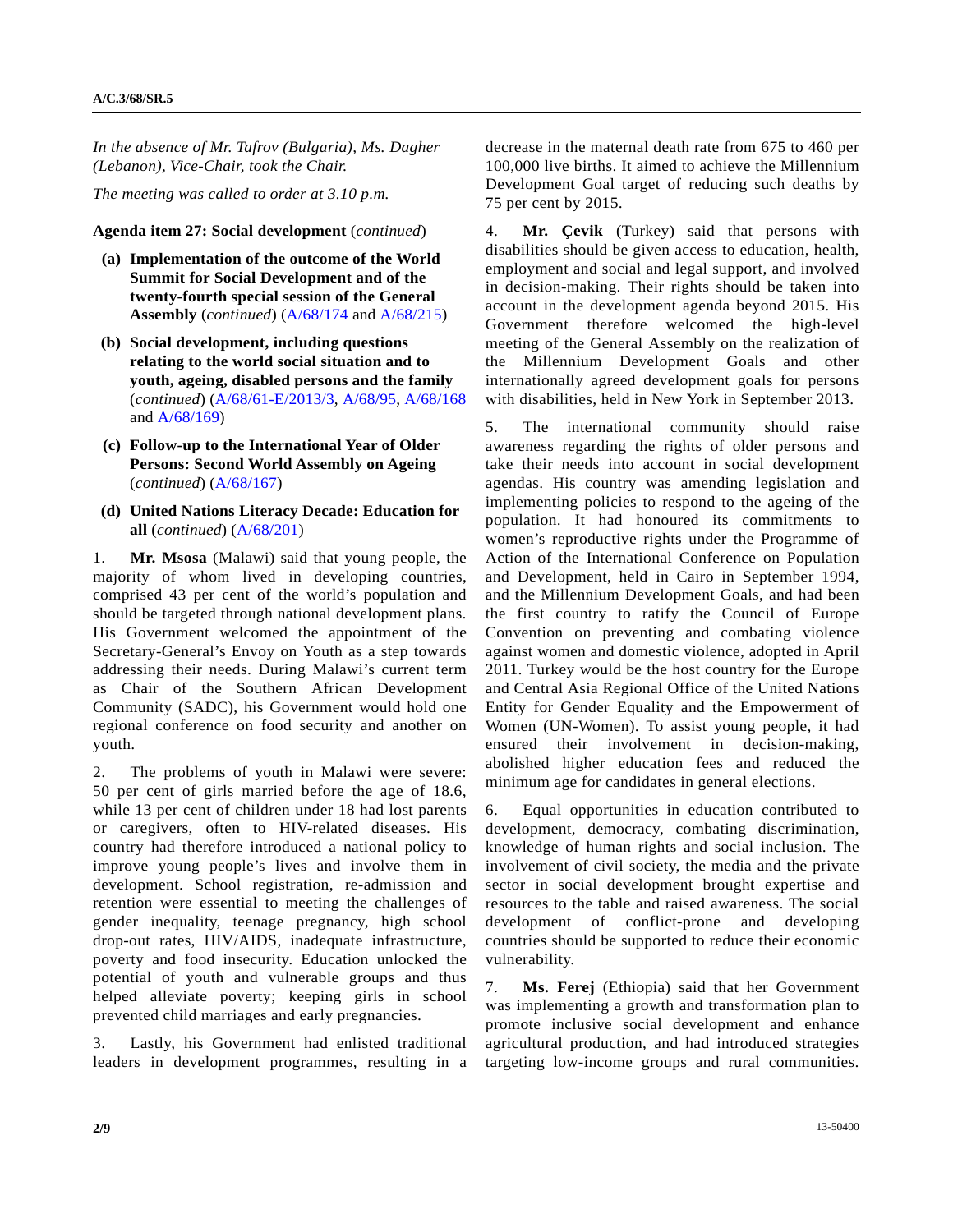*In the absence of Mr. Tafrov (Bulgaria), Ms. Dagher (Lebanon), Vice-Chair, took the Chair.*

*The meeting was called to order at 3.10 p.m.*

**Agenda item 27: Social development** (*continued*)

**(a) Implementation of the outcome of the World Summit for Social Development and of the twenty-fourth special session of the General Assembly** (*continued*) (A/68/174 and A/68/215)

**(b) Social development, including questions relating to the world social situation and to youth, ageing, disabled persons and the family** (*continued*) (A/68/61-E/2013/3, A/68/95, A/68/168 and A/68/169)

**(c) Follow-up to the International Year of Older Persons: Second World Assembly on Ageing** (*continued*) (A/68/167)

**(d) United Nations Literacy Decade: Education for all** (*continued*) (A/68/201)

1. **Mr. Msosa** (Malawi) said that young people, the majority of whom lived in developing countries, comprised 43 per cent of the world's population and should be targeted through national development plans. His Government welcomed the appointment of the Secretary-General's Envoy on Youth as a step towards addressing their needs. During Malawi's current term as Chair of the Southern African Development Community (SADC), his Government would hold one regional conference on food security and another on youth.

2. The problems of youth in Malawi were severe: 50 per cent of girls married before the age of 18.6, while 13 per cent of children under 18 had lost parents or caregivers, often to HIV-related diseases. His country had therefore introduced a national policy to improve young people's lives and involve them in development. School registration, re-admission and retention were essential to meeting the challenges of gender inequality, teenage pregnancy, high school drop-out rates, HIV/AIDS, inadequate infrastructure, poverty and food insecurity. Education unlocked the potential of youth and vulnerable groups and thus helped alleviate poverty; keeping girls in school prevented child marriages and early pregnancies.

3. Lastly, his Government had enlisted traditional leaders in development programmes, resulting in a decrease in the maternal death rate from 675 to 460 per 100,000 live births. It aimed to achieve the Millennium Development Goal target of reducing such deaths by 75 per cent by 2015.

4. **Mr. Çevik** (Turkey) said that persons with disabilities should be given access to education, health, employment and social and legal support, and involved in decision-making. Their rights should be taken into account in the development agenda beyond 2015. His Government therefore welcomed the high-level meeting of the General Assembly on the realization of the Millennium Development Goals and other internationally agreed development goals for persons with disabilities, held in New York in September 2013.

5. The international community should raise awareness regarding the rights of older persons and take their needs into account in social development agendas. His country was amending legislation and implementing policies to respond to the ageing of the population. It had honoured its commitments to women's reproductive rights under the Programme of Action of the International Conference on Population and Development, held in Cairo in September 1994, and the Millennium Development Goals, and had been the first country to ratify the Council of Europe Convention on preventing and combating violence against women and domestic violence, adopted in April 2011. Turkey would be the host country for the Europe and Central Asia Regional Office of the United Nations Entity for Gender Equality and the Empowerment of Women (UN-Women). To assist young people, it had ensured their involvement in decision-making, abolished higher education fees and reduced the minimum age for candidates in general elections.

6. Equal opportunities in education contributed to development, democracy, combating discrimination, knowledge of human rights and social inclusion. The involvement of civil society, the media and the private sector in social development brought expertise and resources to the table and raised awareness. The social development of conflict-prone and developing countries should be supported to reduce their economic vulnerability.

7. **Ms. Ferej** (Ethiopia) said that her Government was implementing a growth and transformation plan to promote inclusive social development and enhance agricultural production, and had introduced strategies targeting low-income groups and rural communities.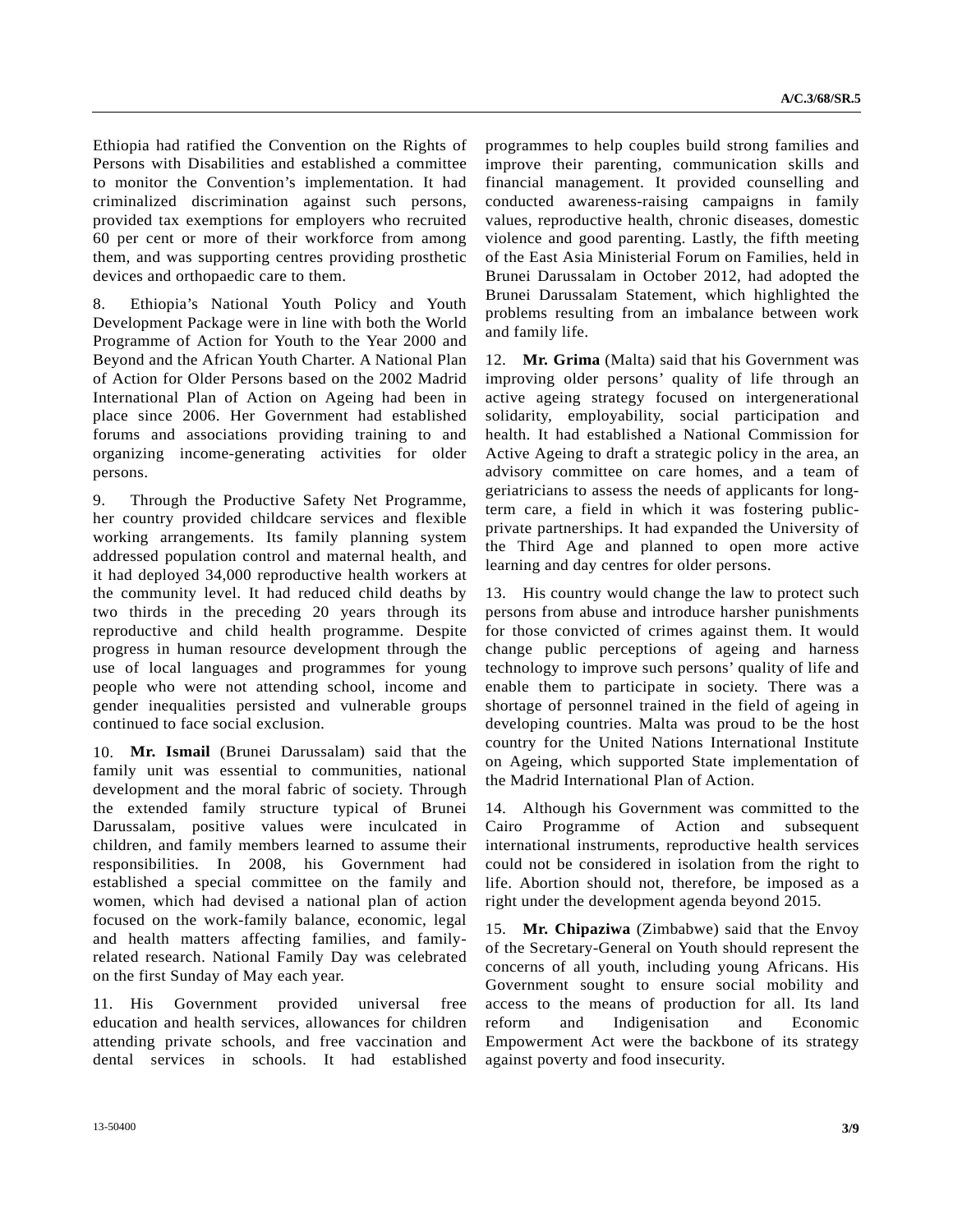Ethiopia had ratified the Convention on the Rights of Persons with Disabilities and established a committee to monitor the Convention's implementation. It had criminalized discrimination against such persons, provided tax exemptions for employers who recruited 60 per cent or more of their workforce from among them, and was supporting centres providing prosthetic devices and orthopaedic care to them.

8. Ethiopia's National Youth Policy and Youth Development Package were in line with both the World Programme of Action for Youth to the Year 2000 and Beyond and the African Youth Charter. A National Plan of Action for Older Persons based on the 2002 Madrid International Plan of Action on Ageing had been in place since 2006. Her Government had established forums and associations providing training to and organizing income-generating activities for older persons.

9. Through the Productive Safety Net Programme, her country provided childcare services and flexible working arrangements. Its family planning system addressed population control and maternal health, and it had deployed 34,000 reproductive health workers at the community level. It had reduced child deaths by two thirds in the preceding 20 years through its reproductive and child health programme. Despite progress in human resource development through the use of local languages and programmes for young people who were not attending school, income and gender inequalities persisted and vulnerable groups continued to face social exclusion.

10. **Mr. Ismail** (Brunei Darussalam) said that the family unit was essential to communities, national development and the moral fabric of society. Through the extended family structure typical of Brunei Darussalam, positive values were inculcated in children, and family members learned to assume their responsibilities. In 2008, his Government had established a special committee on the family and women, which had devised a national plan of action focused on the work-family balance, economic, legal and health matters affecting families, and family-related research. National Family Day was celebrated on the first Sunday of May each year.

11. His Government provided universal free education and health services, allowances for children attending private schools, and free vaccination and dental services in schools. It had established programmes to help couples build strong families and improve their parenting, communication skills and financial management. It provided counselling and conducted awareness-raising campaigns in family values, reproductive health, chronic diseases, domestic violence and good parenting. Lastly, the fifth meeting of the East Asia Ministerial Forum on Families, held in Brunei Darussalam in October 2012, had adopted the Brunei Darussalam Statement, which highlighted the problems resulting from an imbalance between work and family life.

12. **Mr. Grima** (Malta) said that his Government was improving older persons' quality of life through an active ageing strategy focused on intergenerational solidarity, employability, social participation and health. It had established a National Commission for Active Ageing to draft a strategic policy in the area, an advisory committee on care homes, and a team of geriatricians to assess the needs of applicants for long-term care, a field in which it was fostering public-private partnerships. It had expanded the University of the Third Age and planned to open more active learning and day centres for older persons.

13. His country would change the law to protect such persons from abuse and introduce harsher punishments for those convicted of crimes against them. It would change public perceptions of ageing and harness technology to improve such persons' quality of life and enable them to participate in society. There was a shortage of personnel trained in the field of ageing in developing countries. Malta was proud to be the host country for the United Nations International Institute on Ageing, which supported State implementation of the Madrid International Plan of Action.

14. Although his Government was committed to the Cairo Programme of Action and subsequent international instruments, reproductive health services could not be considered in isolation from the right to life. Abortion should not, therefore, be imposed as a right under the development agenda beyond 2015.

15. **Mr. Chipaziwa** (Zimbabwe) said that the Envoy of the Secretary-General on Youth should represent the concerns of all youth, including young Africans. His Government sought to ensure social mobility and access to the means of production for all. Its land reform and Indigenisation and Economic Empowerment Act were the backbone of its strategy against poverty and food insecurity.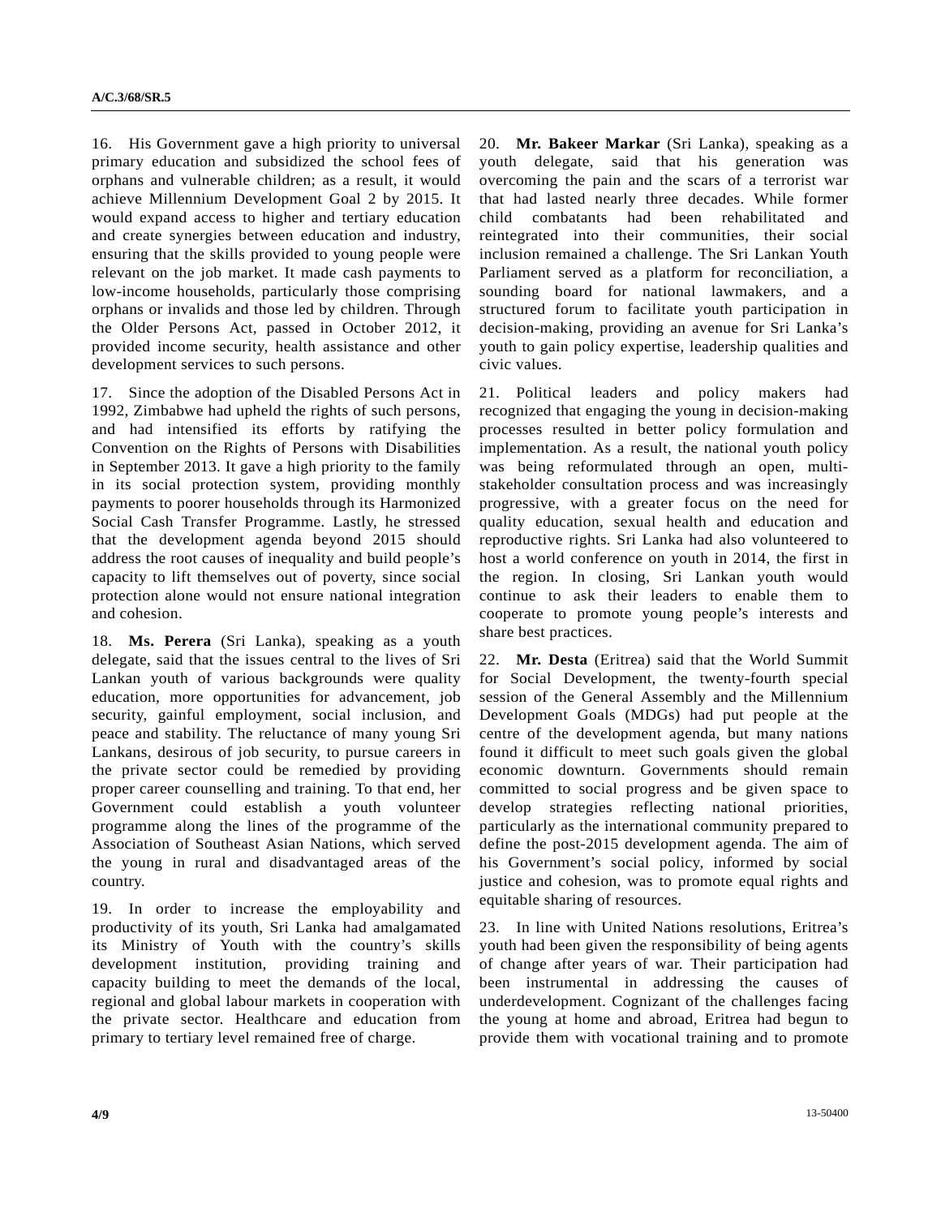16. His Government gave a high priority to universal primary education and subsidized the school fees of orphans and vulnerable children; as a result, it would achieve Millennium Development Goal 2 by 2015. It would expand access to higher and tertiary education and create synergies between education and industry, ensuring that the skills provided to young people were relevant on the job market. It made cash payments to low-income households, particularly those comprising orphans or invalids and those led by children. Through the Older Persons Act, passed in October 2012, it provided income security, health assistance and other development services to such persons.

17. Since the adoption of the Disabled Persons Act in 1992, Zimbabwe had upheld the rights of such persons, and had intensified its efforts by ratifying the Convention on the Rights of Persons with Disabilities in September 2013. It gave a high priority to the family in its social protection system, providing monthly payments to poorer households through its Harmonized Social Cash Transfer Programme. Lastly, he stressed that the development agenda beyond 2015 should address the root causes of inequality and build people's capacity to lift themselves out of poverty, since social protection alone would not ensure national integration and cohesion.

18. **Ms. Perera** (Sri Lanka), speaking as a youth delegate, said that the issues central to the lives of Sri Lankan youth of various backgrounds were quality education, more opportunities for advancement, job security, gainful employment, social inclusion, and peace and stability. The reluctance of many young Sri Lankans, desirous of job security, to pursue careers in the private sector could be remedied by providing proper career counselling and training. To that end, her Government could establish a youth volunteer programme along the lines of the programme of the Association of Southeast Asian Nations, which served the young in rural and disadvantaged areas of the country.

19. In order to increase the employability and productivity of its youth, Sri Lanka had amalgamated its Ministry of Youth with the country's skills development institution, providing training and capacity building to meet the demands of the local, regional and global labour markets in cooperation with the private sector. Healthcare and education from primary to tertiary level remained free of charge.

20. **Mr. Bakeer Markar** (Sri Lanka), speaking as a youth delegate, said that his generation was overcoming the pain and the scars of a terrorist war that had lasted nearly three decades. While former child combatants had been rehabilitated and reintegrated into their communities, their social inclusion remained a challenge. The Sri Lankan Youth Parliament served as a platform for reconciliation, a sounding board for national lawmakers, and a structured forum to facilitate youth participation in decision-making, providing an avenue for Sri Lanka's youth to gain policy expertise, leadership qualities and civic values.

21. Political leaders and policy makers had recognized that engaging the young in decision-making processes resulted in better policy formulation and implementation. As a result, the national youth policy was being reformulated through an open, multi-stakeholder consultation process and was increasingly progressive, with a greater focus on the need for quality education, sexual health and education and reproductive rights. Sri Lanka had also volunteered to host a world conference on youth in 2014, the first in the region. In closing, Sri Lankan youth would continue to ask their leaders to enable them to cooperate to promote young people's interests and share best practices.

22. **Mr. Desta** (Eritrea) said that the World Summit for Social Development, the twenty-fourth special session of the General Assembly and the Millennium Development Goals (MDGs) had put people at the centre of the development agenda, but many nations found it difficult to meet such goals given the global economic downturn. Governments should remain committed to social progress and be given space to develop strategies reflecting national priorities, particularly as the international community prepared to define the post-2015 development agenda. The aim of his Government's social policy, informed by social justice and cohesion, was to promote equal rights and equitable sharing of resources.

23. In line with United Nations resolutions, Eritrea's youth had been given the responsibility of being agents of change after years of war. Their participation had been instrumental in addressing the causes of underdevelopment. Cognizant of the challenges facing the young at home and abroad, Eritrea had begun to provide them with vocational training and to promote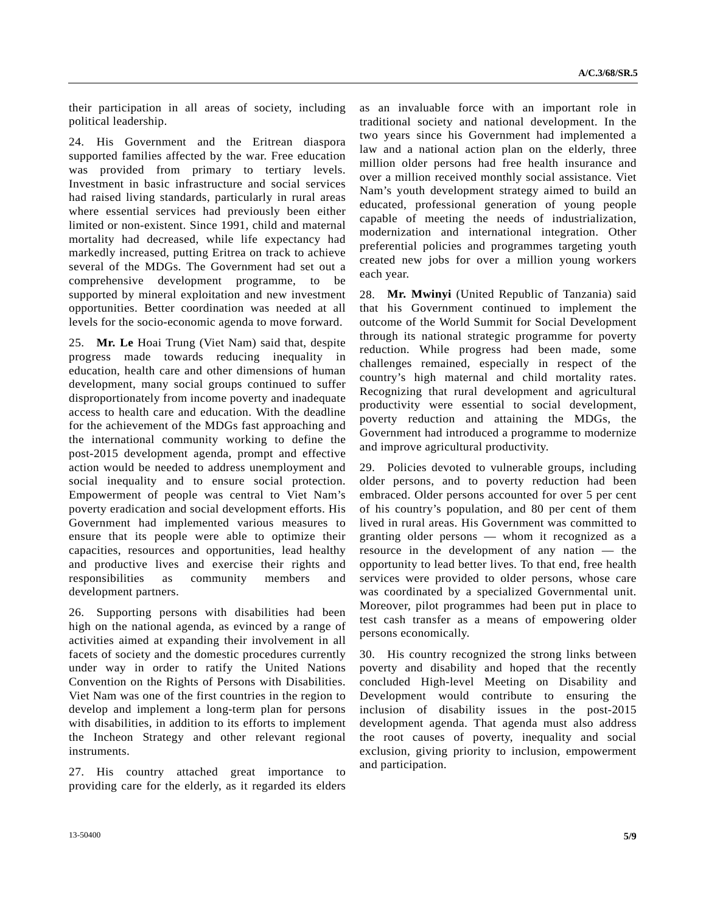their participation in all areas of society, including political leadership.

24. His Government and the Eritrean diaspora supported families affected by the war. Free education was provided from primary to tertiary levels. Investment in basic infrastructure and social services had raised living standards, particularly in rural areas where essential services had previously been either limited or non-existent. Since 1991, child and maternal mortality had decreased, while life expectancy had markedly increased, putting Eritrea on track to achieve several of the MDGs. The Government had set out a comprehensive development programme, to be supported by mineral exploitation and new investment opportunities. Better coordination was needed at all levels for the socio-economic agenda to move forward.

25. **Mr. Le** Hoai Trung (Viet Nam) said that, despite progress made towards reducing inequality in education, health care and other dimensions of human development, many social groups continued to suffer disproportionately from income poverty and inadequate access to health care and education. With the deadline for the achievement of the MDGs fast approaching and the international community working to define the post-2015 development agenda, prompt and effective action would be needed to address unemployment and social inequality and to ensure social protection. Empowerment of people was central to Viet Nam's poverty eradication and social development efforts. His Government had implemented various measures to ensure that its people were able to optimize their capacities, resources and opportunities, lead healthy and productive lives and exercise their rights and responsibilities as community members and development partners.

26. Supporting persons with disabilities had been high on the national agenda, as evinced by a range of activities aimed at expanding their involvement in all facets of society and the domestic procedures currently under way in order to ratify the United Nations Convention on the Rights of Persons with Disabilities. Viet Nam was one of the first countries in the region to develop and implement a long-term plan for persons with disabilities, in addition to its efforts to implement the Incheon Strategy and other relevant regional instruments.

27. His country attached great importance to providing care for the elderly, as it regarded its elders as an invaluable force with an important role in traditional society and national development. In the two years since his Government had implemented a law and a national action plan on the elderly, three million older persons had free health insurance and over a million received monthly social assistance. Viet Nam's youth development strategy aimed to build an educated, professional generation of young people capable of meeting the needs of industrialization, modernization and international integration. Other preferential policies and programmes targeting youth created new jobs for over a million young workers each year.

28. **Mr. Mwinyi** (United Republic of Tanzania) said that his Government continued to implement the outcome of the World Summit for Social Development through its national strategic programme for poverty reduction. While progress had been made, some challenges remained, especially in respect of the country's high maternal and child mortality rates. Recognizing that rural development and agricultural productivity were essential to social development, poverty reduction and attaining the MDGs, the Government had introduced a programme to modernize and improve agricultural productivity.

29. Policies devoted to vulnerable groups, including older persons, and to poverty reduction had been embraced. Older persons accounted for over 5 per cent of his country's population, and 80 per cent of them lived in rural areas. His Government was committed to granting older persons — whom it recognized as a resource in the development of any nation — the opportunity to lead better lives. To that end, free health services were provided to older persons, whose care was coordinated by a specialized Governmental unit. Moreover, pilot programmes had been put in place to test cash transfer as a means of empowering older persons economically.

30. His country recognized the strong links between poverty and disability and hoped that the recently concluded High-level Meeting on Disability and Development would contribute to ensuring the inclusion of disability issues in the post-2015 development agenda. That agenda must also address the root causes of poverty, inequality and social exclusion, giving priority to inclusion, empowerment and participation.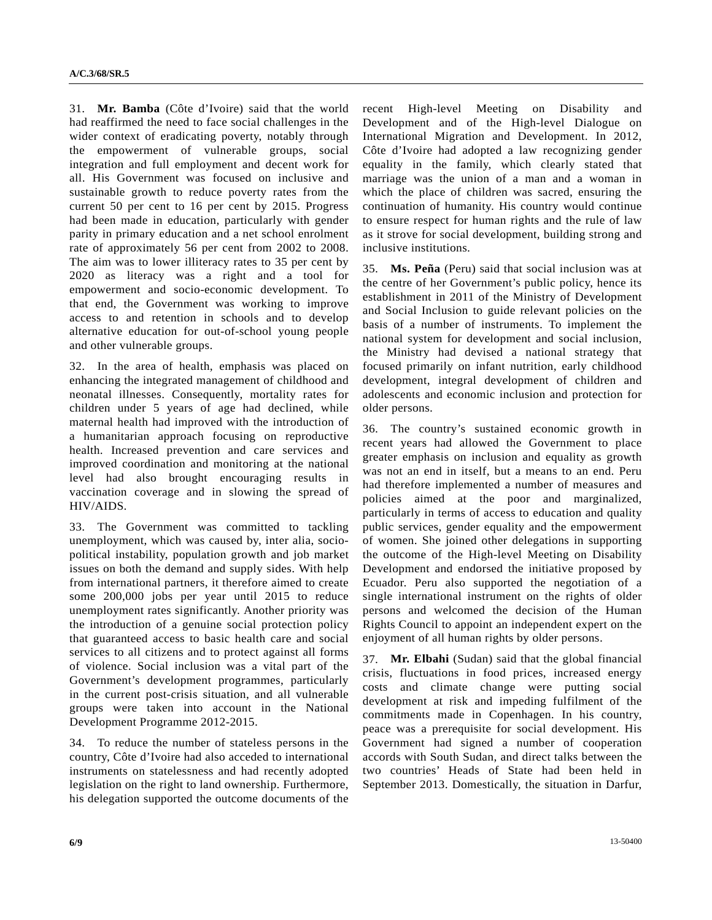31. **Mr. Bamba** (Côte d'Ivoire) said that the world had reaffirmed the need to face social challenges in the wider context of eradicating poverty, notably through the empowerment of vulnerable groups, social integration and full employment and decent work for all. His Government was focused on inclusive and sustainable growth to reduce poverty rates from the current 50 per cent to 16 per cent by 2015. Progress had been made in education, particularly with gender parity in primary education and a net school enrolment rate of approximately 56 per cent from 2002 to 2008. The aim was to lower illiteracy rates to 35 per cent by 2020 as literacy was a right and a tool for empowerment and socio-economic development. To that end, the Government was working to improve access to and retention in schools and to develop alternative education for out-of-school young people and other vulnerable groups.

32. In the area of health, emphasis was placed on enhancing the integrated management of childhood and neonatal illnesses. Consequently, mortality rates for children under 5 years of age had declined, while maternal health had improved with the introduction of a humanitarian approach focusing on reproductive health. Increased prevention and care services and improved coordination and monitoring at the national level had also brought encouraging results in vaccination coverage and in slowing the spread of HIV/AIDS.

33. The Government was committed to tackling unemployment, which was caused by, inter alia, socio-political instability, population growth and job market issues on both the demand and supply sides. With help from international partners, it therefore aimed to create some 200,000 jobs per year until 2015 to reduce unemployment rates significantly. Another priority was the introduction of a genuine social protection policy that guaranteed access to basic health care and social services to all citizens and to protect against all forms of violence. Social inclusion was a vital part of the Government's development programmes, particularly in the current post-crisis situation, and all vulnerable groups were taken into account in the National Development Programme 2012-2015.

34. To reduce the number of stateless persons in the country, Côte d'Ivoire had also acceded to international instruments on statelessness and had recently adopted legislation on the right to land ownership. Furthermore, his delegation supported the outcome documents of the recent High-level Meeting on Disability and Development and of the High-level Dialogue on International Migration and Development. In 2012, Côte d'Ivoire had adopted a law recognizing gender equality in the family, which clearly stated that marriage was the union of a man and a woman in which the place of children was sacred, ensuring the continuation of humanity. His country would continue to ensure respect for human rights and the rule of law as it strove for social development, building strong and inclusive institutions.

35. **Ms. Peña** (Peru) said that social inclusion was at the centre of her Government's public policy, hence its establishment in 2011 of the Ministry of Development and Social Inclusion to guide relevant policies on the basis of a number of instruments. To implement the national system for development and social inclusion, the Ministry had devised a national strategy that focused primarily on infant nutrition, early childhood development, integral development of children and adolescents and economic inclusion and protection for older persons.

36. The country's sustained economic growth in recent years had allowed the Government to place greater emphasis on inclusion and equality as growth was not an end in itself, but a means to an end. Peru had therefore implemented a number of measures and policies aimed at the poor and marginalized, particularly in terms of access to education and quality public services, gender equality and the empowerment of women. She joined other delegations in supporting the outcome of the High-level Meeting on Disability Development and endorsed the initiative proposed by Ecuador. Peru also supported the negotiation of a single international instrument on the rights of older persons and welcomed the decision of the Human Rights Council to appoint an independent expert on the enjoyment of all human rights by older persons.

37. **Mr. Elbahi** (Sudan) said that the global financial crisis, fluctuations in food prices, increased energy costs and climate change were putting social development at risk and impeding fulfilment of the commitments made in Copenhagen. In his country, peace was a prerequisite for social development. His Government had signed a number of cooperation accords with South Sudan, and direct talks between the two countries' Heads of State had been held in September 2013. Domestically, the situation in Darfur,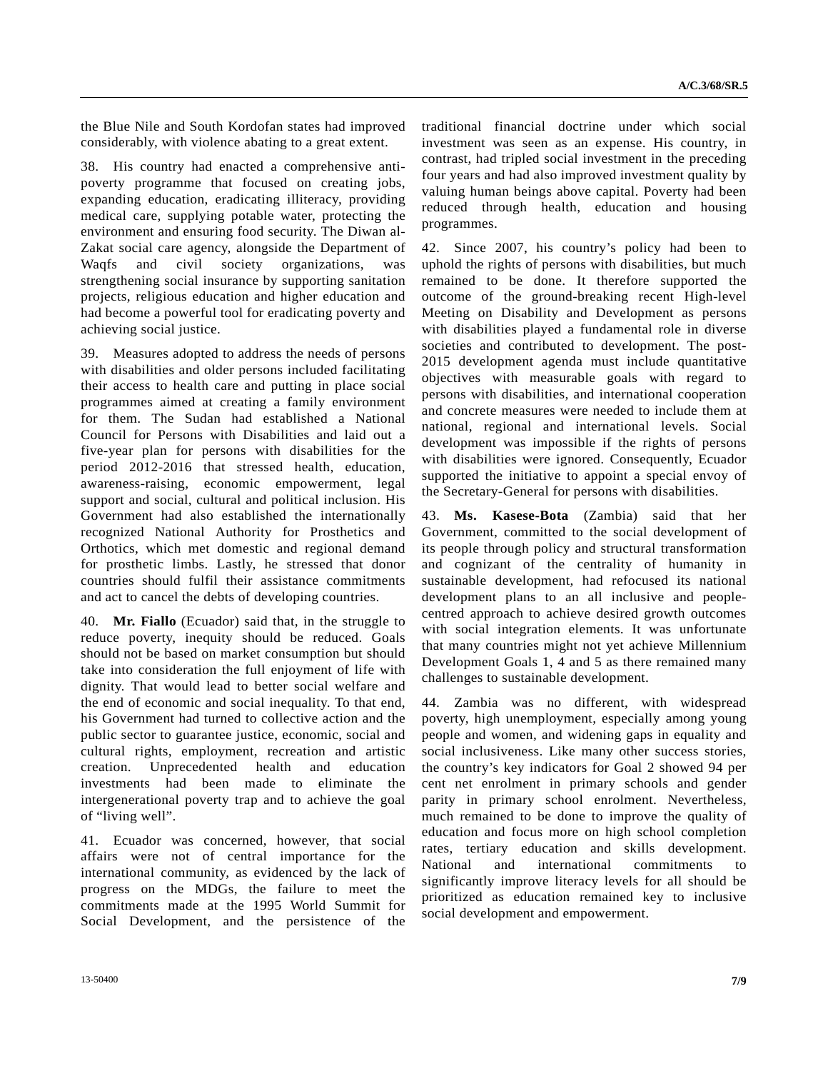the Blue Nile and South Kordofan states had improved considerably, with violence abating to a great extent.

38. His country had enacted a comprehensive anti-poverty programme that focused on creating jobs, expanding education, eradicating illiteracy, providing medical care, supplying potable water, protecting the environment and ensuring food security. The Diwan al-Zakat social care agency, alongside the Department of Waqfs and civil society organizations, was strengthening social insurance by supporting sanitation projects, religious education and higher education and had become a powerful tool for eradicating poverty and achieving social justice.

39. Measures adopted to address the needs of persons with disabilities and older persons included facilitating their access to health care and putting in place social programmes aimed at creating a family environment for them. The Sudan had established a National Council for Persons with Disabilities and laid out a five-year plan for persons with disabilities for the period 2012-2016 that stressed health, education, awareness-raising, economic empowerment, legal support and social, cultural and political inclusion. His Government had also established the internationally recognized National Authority for Prosthetics and Orthotics, which met domestic and regional demand for prosthetic limbs. Lastly, he stressed that donor countries should fulfil their assistance commitments and act to cancel the debts of developing countries.

40. **Mr. Fiallo** (Ecuador) said that, in the struggle to reduce poverty, inequity should be reduced. Goals should not be based on market consumption but should take into consideration the full enjoyment of life with dignity. That would lead to better social welfare and the end of economic and social inequality. To that end, his Government had turned to collective action and the public sector to guarantee justice, economic, social and cultural rights, employment, recreation and artistic creation. Unprecedented health and education investments had been made to eliminate the intergenerational poverty trap and to achieve the goal of "living well".

41. Ecuador was concerned, however, that social affairs were not of central importance for the international community, as evidenced by the lack of progress on the MDGs, the failure to meet the commitments made at the 1995 World Summit for Social Development, and the persistence of the traditional financial doctrine under which social investment was seen as an expense. His country, in contrast, had tripled social investment in the preceding four years and had also improved investment quality by valuing human beings above capital. Poverty had been reduced through health, education and housing programmes.

42. Since 2007, his country's policy had been to uphold the rights of persons with disabilities, but much remained to be done. It therefore supported the outcome of the ground-breaking recent High-level Meeting on Disability and Development as persons with disabilities played a fundamental role in diverse societies and contributed to development. The post-2015 development agenda must include quantitative objectives with measurable goals with regard to persons with disabilities, and international cooperation and concrete measures were needed to include them at national, regional and international levels. Social development was impossible if the rights of persons with disabilities were ignored. Consequently, Ecuador supported the initiative to appoint a special envoy of the Secretary-General for persons with disabilities.

43. **Ms. Kasese-Bota** (Zambia) said that her Government, committed to the social development of its people through policy and structural transformation and cognizant of the centrality of humanity in sustainable development, had refocused its national development plans to an all inclusive and people-centred approach to achieve desired growth outcomes with social integration elements. It was unfortunate that many countries might not yet achieve Millennium Development Goals 1, 4 and 5 as there remained many challenges to sustainable development.

44. Zambia was no different, with widespread poverty, high unemployment, especially among young people and women, and widening gaps in equality and social inclusiveness. Like many other success stories, the country's key indicators for Goal 2 showed 94 per cent net enrolment in primary schools and gender parity in primary school enrolment. Nevertheless, much remained to be done to improve the quality of education and focus more on high school completion rates, tertiary education and skills development. National and international commitments to significantly improve literacy levels for all should be prioritized as education remained key to inclusive social development and empowerment.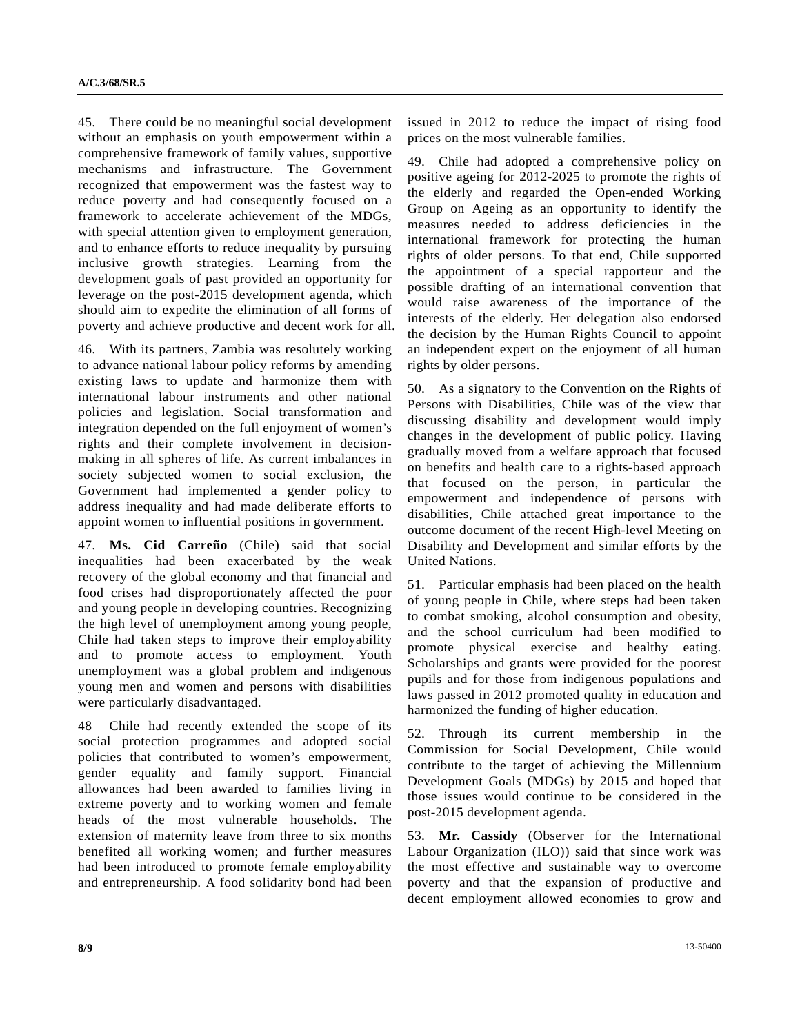45. There could be no meaningful social development without an emphasis on youth empowerment within a comprehensive framework of family values, supportive mechanisms and infrastructure. The Government recognized that empowerment was the fastest way to reduce poverty and had consequently focused on a framework to accelerate achievement of the MDGs, with special attention given to employment generation, and to enhance efforts to reduce inequality by pursuing inclusive growth strategies. Learning from the development goals of past provided an opportunity for leverage on the post-2015 development agenda, which should aim to expedite the elimination of all forms of poverty and achieve productive and decent work for all.

46. With its partners, Zambia was resolutely working to advance national labour policy reforms by amending existing laws to update and harmonize them with international labour instruments and other national policies and legislation. Social transformation and integration depended on the full enjoyment of women's rights and their complete involvement in decision-making in all spheres of life. As current imbalances in society subjected women to social exclusion, the Government had implemented a gender policy to address inequality and had made deliberate efforts to appoint women to influential positions in government.

47. **Ms. Cid Carreño** (Chile) said that social inequalities had been exacerbated by the weak recovery of the global economy and that financial and food crises had disproportionately affected the poor and young people in developing countries. Recognizing the high level of unemployment among young people, Chile had taken steps to improve their employability and to promote access to employment. Youth unemployment was a global problem and indigenous young men and women and persons with disabilities were particularly disadvantaged.

48 Chile had recently extended the scope of its social protection programmes and adopted social policies that contributed to women's empowerment, gender equality and family support. Financial allowances had been awarded to families living in extreme poverty and to working women and female heads of the most vulnerable households. The extension of maternity leave from three to six months benefited all working women; and further measures had been introduced to promote female employability and entrepreneurship. A food solidarity bond had been issued in 2012 to reduce the impact of rising food prices on the most vulnerable families.

49. Chile had adopted a comprehensive policy on positive ageing for 2012-2025 to promote the rights of the elderly and regarded the Open-ended Working Group on Ageing as an opportunity to identify the measures needed to address deficiencies in the international framework for protecting the human rights of older persons. To that end, Chile supported the appointment of a special rapporteur and the possible drafting of an international convention that would raise awareness of the importance of the interests of the elderly. Her delegation also endorsed the decision by the Human Rights Council to appoint an independent expert on the enjoyment of all human rights by older persons.

50. As a signatory to the Convention on the Rights of Persons with Disabilities, Chile was of the view that discussing disability and development would imply changes in the development of public policy. Having gradually moved from a welfare approach that focused on benefits and health care to a rights-based approach that focused on the person, in particular the empowerment and independence of persons with disabilities, Chile attached great importance to the outcome document of the recent High-level Meeting on Disability and Development and similar efforts by the United Nations.

51. Particular emphasis had been placed on the health of young people in Chile, where steps had been taken to combat smoking, alcohol consumption and obesity, and the school curriculum had been modified to promote physical exercise and healthy eating. Scholarships and grants were provided for the poorest pupils and for those from indigenous populations and laws passed in 2012 promoted quality in education and harmonized the funding of higher education.

52. Through its current membership in the Commission for Social Development, Chile would contribute to the target of achieving the Millennium Development Goals (MDGs) by 2015 and hoped that those issues would continue to be considered in the post-2015 development agenda.

53. **Mr. Cassidy** (Observer for the International Labour Organization (ILO)) said that since work was the most effective and sustainable way to overcome poverty and that the expansion of productive and decent employment allowed economies to grow and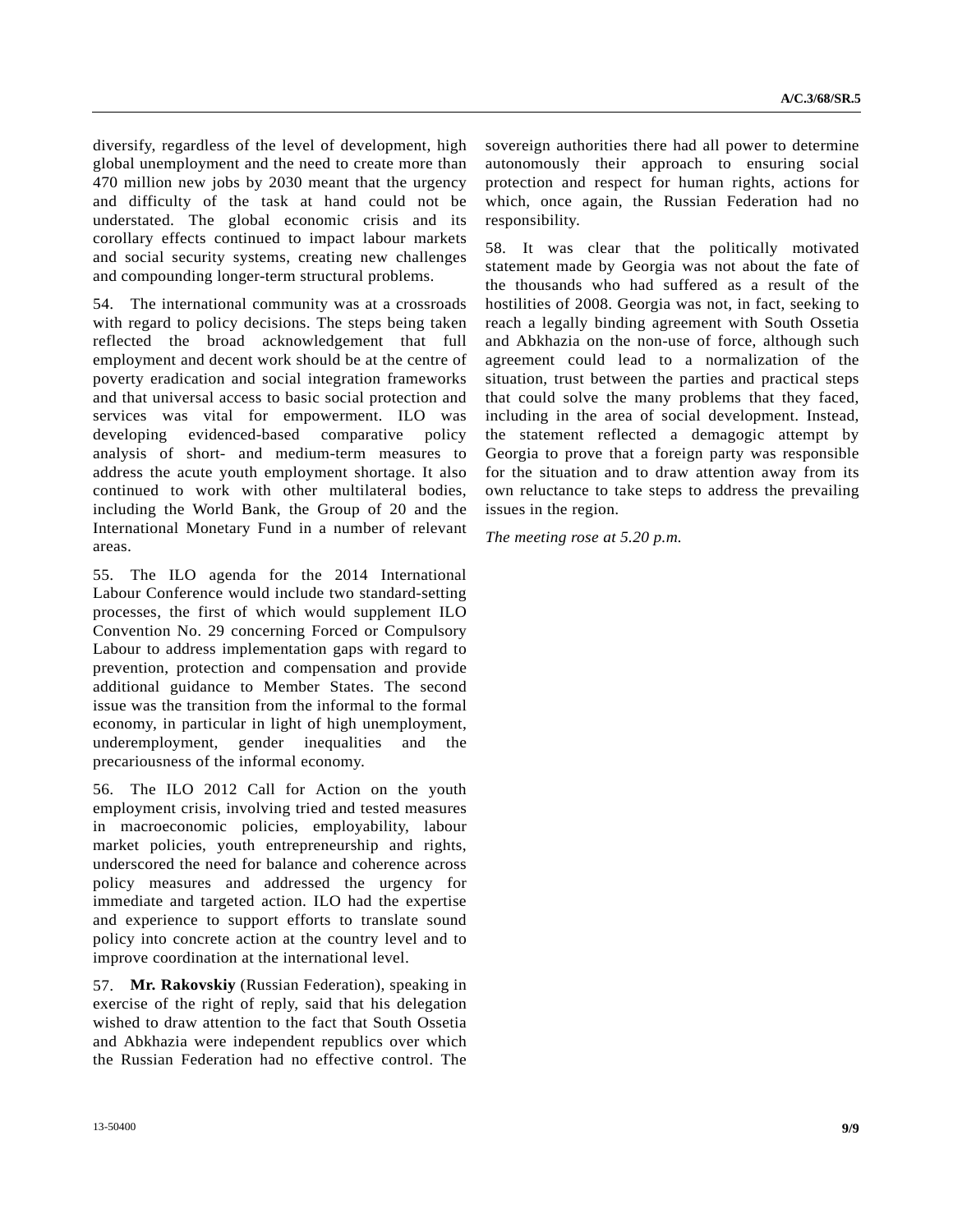diversify, regardless of the level of development, high global unemployment and the need to create more than 470 million new jobs by 2030 meant that the urgency and difficulty of the task at hand could not be understated. The global economic crisis and its corollary effects continued to impact labour markets and social security systems, creating new challenges and compounding longer-term structural problems.

54. The international community was at a crossroads with regard to policy decisions. The steps being taken reflected the broad acknowledgement that full employment and decent work should be at the centre of poverty eradication and social integration frameworks and that universal access to basic social protection and services was vital for empowerment. ILO was developing evidenced-based comparative policy analysis of short- and medium-term measures to address the acute youth employment shortage. It also continued to work with other multilateral bodies, including the World Bank, the Group of 20 and the International Monetary Fund in a number of relevant areas.

55. The ILO agenda for the 2014 International Labour Conference would include two standard-setting processes, the first of which would supplement ILO Convention No. 29 concerning Forced or Compulsory Labour to address implementation gaps with regard to prevention, protection and compensation and provide additional guidance to Member States. The second issue was the transition from the informal to the formal economy, in particular in light of high unemployment, underemployment, gender inequalities and the precariousness of the informal economy.

56. The ILO 2012 Call for Action on the youth employment crisis, involving tried and tested measures in macroeconomic policies, employability, labour market policies, youth entrepreneurship and rights, underscored the need for balance and coherence across policy measures and addressed the urgency for immediate and targeted action. ILO had the expertise and experience to support efforts to translate sound policy into concrete action at the country level and to improve coordination at the international level.

57. **Mr. Rakovskiy** (Russian Federation), speaking in exercise of the right of reply, said that his delegation wished to draw attention to the fact that South Ossetia and Abkhazia were independent republics over which the Russian Federation had no effective control. The sovereign authorities there had all power to determine autonomously their approach to ensuring social protection and respect for human rights, actions for which, once again, the Russian Federation had no responsibility.

58. It was clear that the politically motivated statement made by Georgia was not about the fate of the thousands who had suffered as a result of the hostilities of 2008. Georgia was not, in fact, seeking to reach a legally binding agreement with South Ossetia and Abkhazia on the non-use of force, although such agreement could lead to a normalization of the situation, trust between the parties and practical steps that could solve the many problems that they faced, including in the area of social development. Instead, the statement reflected a demagogic attempt by Georgia to prove that a foreign party was responsible for the situation and to draw attention away from its own reluctance to take steps to address the prevailing issues in the region.

*The meeting rose at 5.20 p.m.*